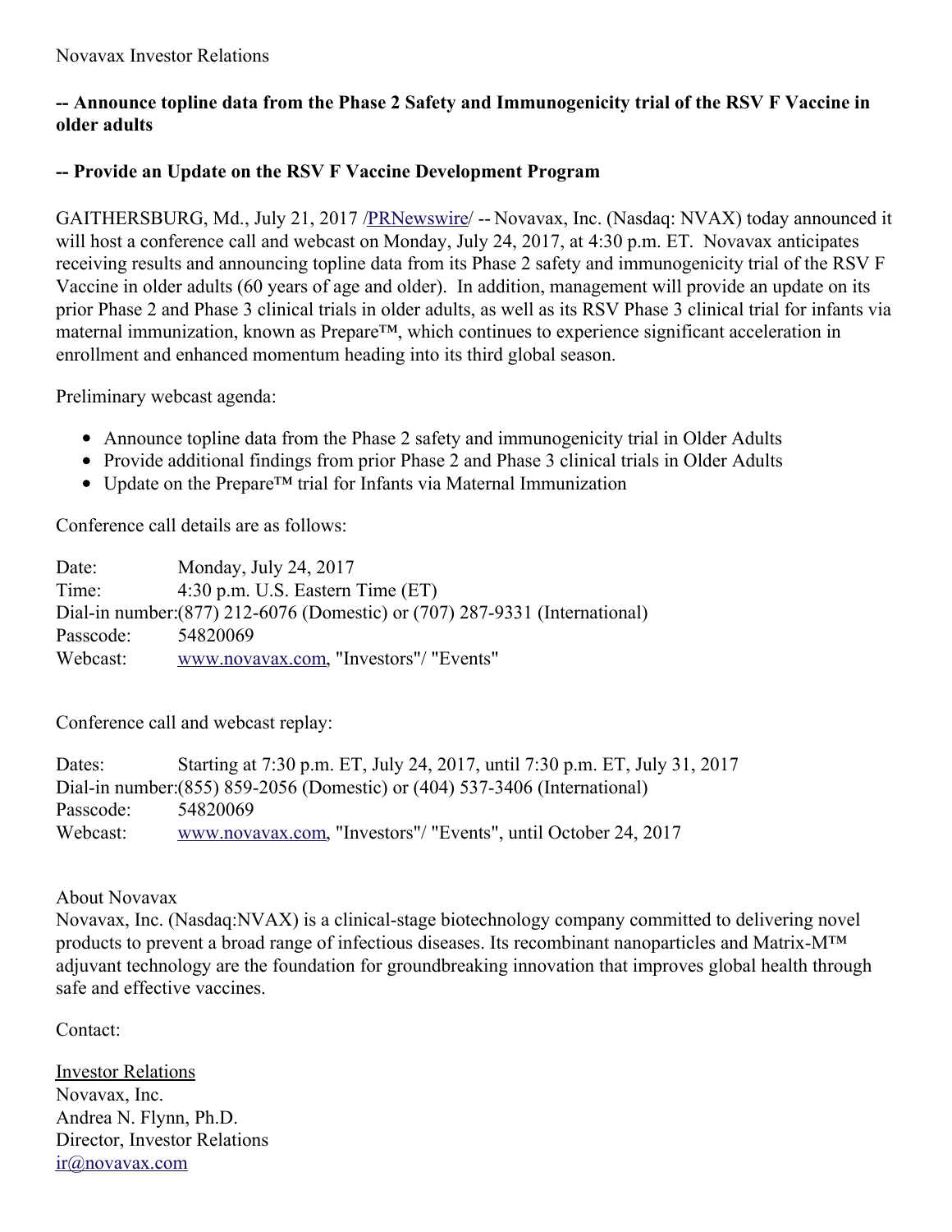Novavax Investor Relations

**-- Announce topline data from the Phase 2 Safety and Immunogenicity trial of the RSV F Vaccine in older adults**

**-- Provide an Update on the RSV F Vaccine Development Program**

GAITHERSBURG, Md., July 21, 2017 /PRNewswire/ -- Novavax, Inc. (Nasdaq: NVAX) today announced it will host a conference call and webcast on Monday, July 24, 2017, at 4:30 p.m. ET. Novavax anticipates receiving results and announcing topline data from its Phase 2 safety and immunogenicity trial of the RSV F Vaccine in older adults (60 years of age and older). In addition, management will provide an update on its prior Phase 2 and Phase 3 clinical trials in older adults, as well as its RSV Phase 3 clinical trial for infants via maternal immunization, known as Prepare™, which continues to experience significant acceleration in enrollment and enhanced momentum heading into its third global season.

Preliminary webcast agenda:

- Announce topline data from the Phase 2 safety and immunogenicity trial in Older Adults
- Provide additional findings from prior Phase 2 and Phase 3 clinical trials in Older Adults
- Update on the Prepare™ trial for Infants via Maternal Immunization

Conference call details are as follows:

| | |
|---|---|
| Date: | Monday, July 24, 2017 |
| Time: | 4:30 p.m. U.S. Eastern Time (ET) |
| Dial-in number: | (877) 212-6076 (Domestic) or (707) 287-9331 (International) |
| Passcode: | 54820069 |
| Webcast: | www.novavax.com, "Investors"/ "Events" |

Conference call and webcast replay:

| | |
|---|---|
| Dates: | Starting at 7:30 p.m. ET, July 24, 2017, until 7:30 p.m. ET, July 31, 2017 |
| Dial-in number: | (855) 859-2056 (Domestic) or (404) 537-3406 (International) |
| Passcode: | 54820069 |
| Webcast: | www.novavax.com, "Investors"/ "Events", until October 24, 2017 |

About Novavax
Novavax, Inc. (Nasdaq:NVAX) is a clinical-stage biotechnology company committed to delivering novel products to prevent a broad range of infectious diseases. Its recombinant nanoparticles and Matrix-M™ adjuvant technology are the foundation for groundbreaking innovation that improves global health through safe and effective vaccines.

Contact:

Investor Relations
Novavax, Inc.
Andrea N. Flynn, Ph.D.
Director, Investor Relations
ir@novavax.com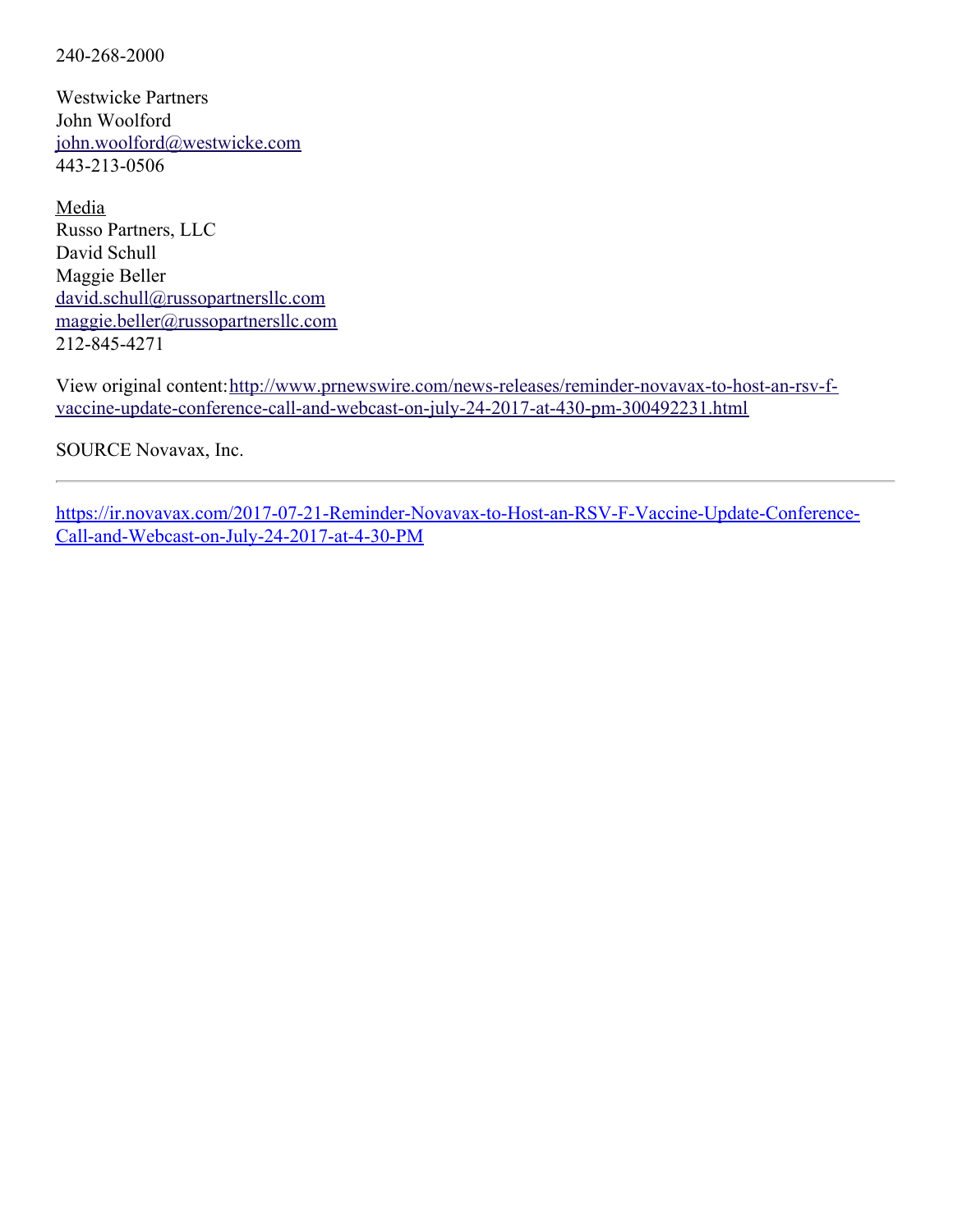240-268-2000

Westwicke Partners
John Woolford
john.woolford@westwicke.com
443-213-0506

Media
Russo Partners, LLC
David Schull
Maggie Beller
david.schull@russopartnersllc.com
maggie.beller@russopartnersllc.com
212-845-4271

View original content: http://www.prnewswire.com/news-releases/reminder-novavax-to-host-an-rsv-f-vaccine-update-conference-call-and-webcast-on-july-24-2017-at-430-pm-300492231.html

SOURCE Novavax, Inc.

---

https://ir.novavax.com/2017-07-21-Reminder-Novavax-to-Host-an-RSV-F-Vaccine-Update-Conference-Call-and-Webcast-on-July-24-2017-at-4-30-PM